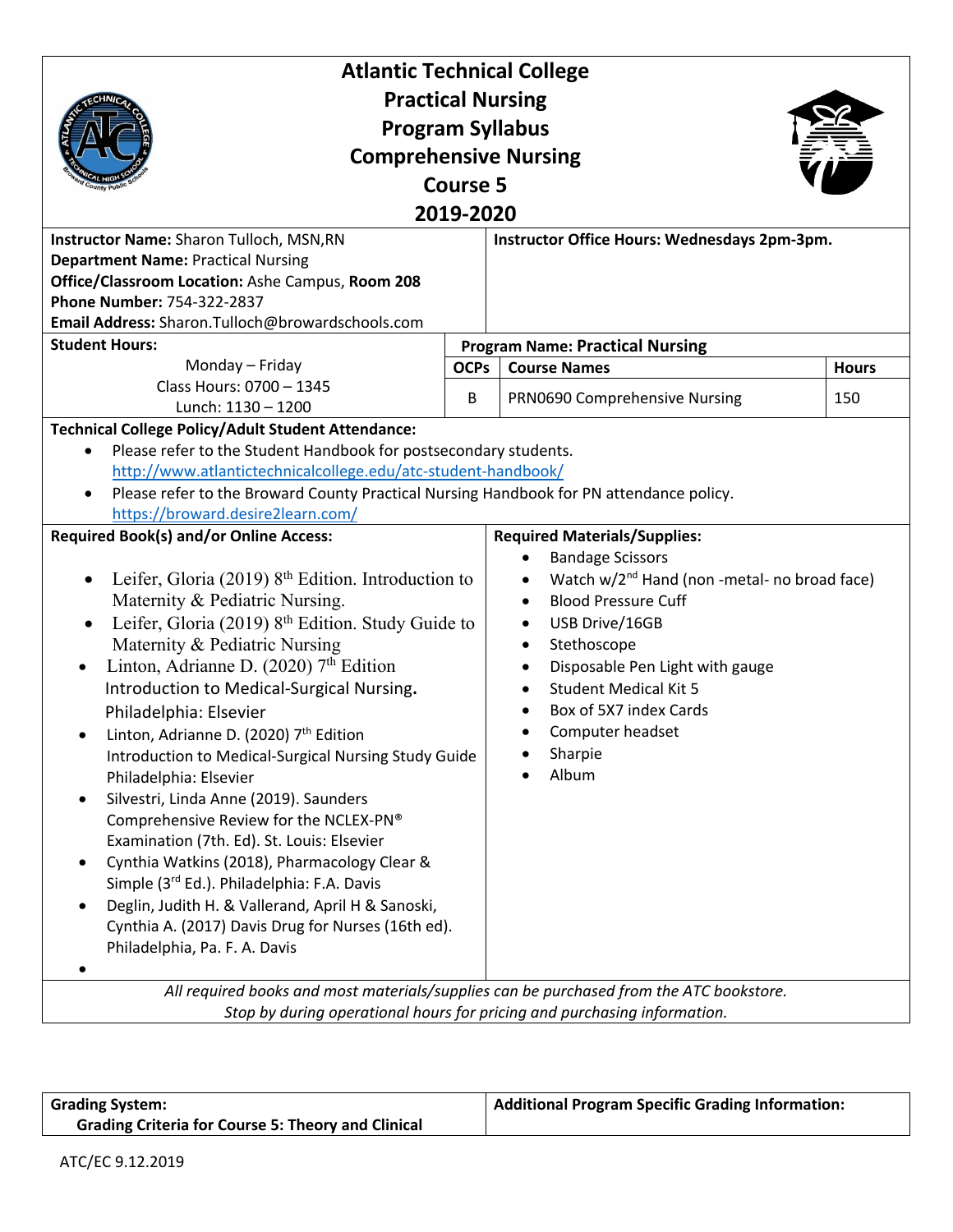# Atlantic Technical College
## Practical Nursing
## Program Syllabus
## Comprehensive Nursing
## Course 5
## 2019-2020

**Instructor Name:** Sharon Tulloch, MSN,RN
**Department Name:** Practical Nursing
**Office/Classroom Location:** Ashe Campus, **Room 208**
**Phone Number:** 754-322-2837
**Email Address:** Sharon.Tulloch@browardschools.com

**Instructor Office Hours: Wednesdays 2pm-3pm.**

**Student Hours:**

Monday – Friday
Class Hours: 0700 – 1345
Lunch: 1130 – 1200

**Program Name: Practical Nursing**

| OCPs | Course Names | Hours |
|---|---|---|
| B | PRN0690 Comprehensive Nursing | 150 |

**Technical College Policy/Adult Student Attendance:**

- Please refer to the Student Handbook for postsecondary students. http://www.atlantictechnicalcollege.edu/atc-student-handbook/
- Please refer to the Broward County Practical Nursing Handbook for PN attendance policy. https://broward.desire2learn.com/

**Required Book(s) and/or Online Access:**

- Leifer, Gloria (2019) 8th Edition. Introduction to Maternity & Pediatric Nursing.
- Leifer, Gloria (2019) 8th Edition. Study Guide to Maternity & Pediatric Nursing
- Linton, Adrianne D. (2020) 7th Edition Introduction to Medical-Surgical Nursing. Philadelphia: Elsevier
- Linton, Adrianne D. (2020) 7th Edition Introduction to Medical-Surgical Nursing Study Guide Philadelphia: Elsevier
- Silvestri, Linda Anne (2019). Saunders Comprehensive Review for the NCLEX-PN® Examination (7th. Ed). St. Louis: Elsevier
- Cynthia Watkins (2018), Pharmacology Clear & Simple (3rd Ed.). Philadelphia: F.A. Davis
- Deglin, Judith H. & Vallerand, April H & Sanoski, Cynthia A. (2017) Davis Drug for Nurses (16th ed). Philadelphia, Pa. F. A. Davis

**Required Materials/Supplies:**

- Bandage Scissors
- Watch w/2nd Hand (non -metal- no broad face)
- Blood Pressure Cuff
- USB Drive/16GB
- Stethoscope
- Disposable Pen Light with gauge
- Student Medical Kit 5
- Box of 5X7 index Cards
- Computer headset
- Sharpie
- Album

*All required books and most materials/supplies can be purchased from the ATC bookstore. Stop by during operational hours for pricing and purchasing information.*

**Grading System:**
**Grading Criteria for Course 5: Theory and Clinical**

**Additional Program Specific Grading Information:**

ATC/EC 9.12.2019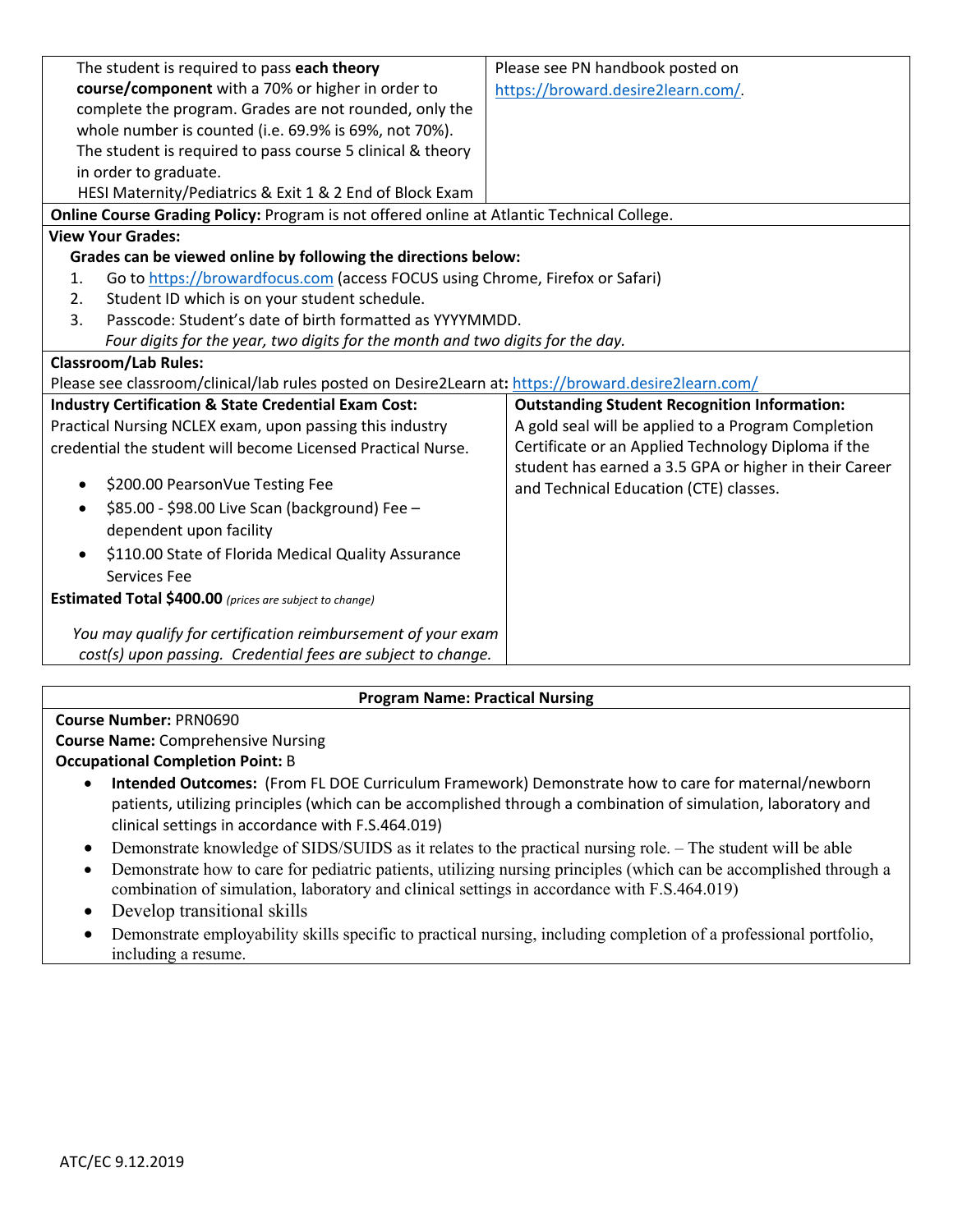| | |
|---|---|
| The student is required to pass **each theory course/component** with a 70% or higher in order to complete the program. Grades are not rounded, only the whole number is counted (i.e. 69.9% is 69%, not 70%). The student is required to pass course 5 clinical & theory in order to graduate. HESI Maternity/Pediatrics & Exit 1 & 2 End of Block Exam | Please see PN handbook posted on https://broward.desire2learn.com/. |

**Online Course Grading Policy:** Program is not offered online at Atlantic Technical College.

**View Your Grades:**

**Grades can be viewed online by following the directions below:**

1. Go to https://browardfocus.com (access FOCUS using Chrome, Firefox or Safari)
2. Student ID which is on your student schedule.
3. Passcode: Student's date of birth formatted as YYYYMMDD.
   *Four digits for the year, two digits for the month and two digits for the day.*

**Classroom/Lab Rules:**

Please see classroom/clinical/lab rules posted on Desire2Learn at**:** https://broward.desire2learn.com/

| | |
|---|---|
| **Industry Certification & State Credential Exam Cost:**<br>Practical Nursing NCLEX exam, upon passing this industry credential the student will become Licensed Practical Nurse.<br>• $200.00 PearsonVue Testing Fee<br>• $85.00 - $98.00 Live Scan (background) Fee – dependent upon facility<br>• $110.00 State of Florida Medical Quality Assurance Services Fee<br>**Estimated Total $400.00** *(prices are subject to change)*<br>*You may qualify for certification reimbursement of your exam cost(s) upon passing. Credential fees are subject to change.* | **Outstanding Student Recognition Information:**<br>A gold seal will be applied to a Program Completion Certificate or an Applied Technology Diploma if the student has earned a 3.5 GPA or higher in their Career and Technical Education (CTE) classes. |

**Program Name: Practical Nursing**

**Course Number:** PRN0690
**Course Name:** Comprehensive Nursing
**Occupational Completion Point:** B

- **Intended Outcomes:** (From FL DOE Curriculum Framework) Demonstrate how to care for maternal/newborn patients, utilizing principles (which can be accomplished through a combination of simulation, laboratory and clinical settings in accordance with F.S.464.019)
- Demonstrate knowledge of SIDS/SUIDS as it relates to the practical nursing role. – The student will be able
- Demonstrate how to care for pediatric patients, utilizing nursing principles (which can be accomplished through a combination of simulation, laboratory and clinical settings in accordance with F.S.464.019)
- Develop transitional skills
- Demonstrate employability skills specific to practical nursing, including completion of a professional portfolio, including a resume.

ATC/EC 9.12.2019